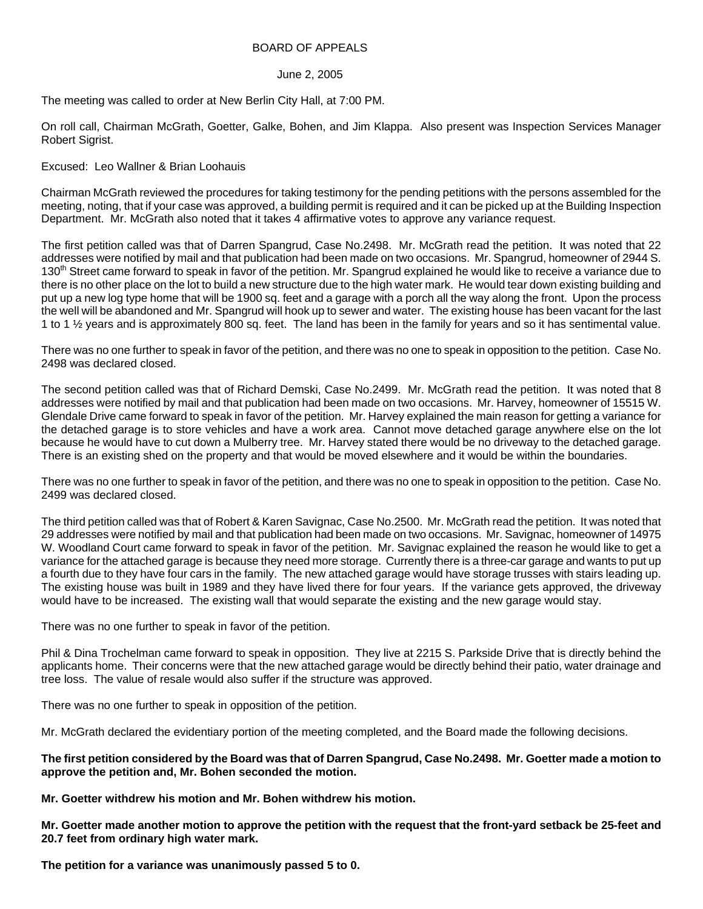# BOARD OF APPEALS

June 2, 2005

The meeting was called to order at New Berlin City Hall, at 7:00 PM.

On roll call, Chairman McGrath, Goetter, Galke, Bohen, and Jim Klappa. Also present was Inspection Services Manager Robert Sigrist.

Excused: Leo Wallner & Brian Loohauis

Chairman McGrath reviewed the procedures for taking testimony for the pending petitions with the persons assembled for the meeting, noting, that if your case was approved, a building permit is required and it can be picked up at the Building Inspection Department. Mr. McGrath also noted that it takes 4 affirmative votes to approve any variance request.

The first petition called was that of Darren Spangrud, Case No.2498. Mr. McGrath read the petition. It was noted that 22 addresses were notified by mail and that publication had been made on two occasions. Mr. Spangrud, homeowner of 2944 S. 130th Street came forward to speak in favor of the petition. Mr. Spangrud explained he would like to receive a variance due to there is no other place on the lot to build a new structure due to the high water mark. He would tear down existing building and put up a new log type home that will be 1900 sq. feet and a garage with a porch all the way along the front. Upon the process the well will be abandoned and Mr. Spangrud will hook up to sewer and water. The existing house has been vacant for the last 1 to 1 ½ years and is approximately 800 sq. feet. The land has been in the family for years and so it has sentimental value.

There was no one further to speak in favor of the petition, and there was no one to speak in opposition to the petition. Case No. 2498 was declared closed.

The second petition called was that of Richard Demski, Case No.2499. Mr. McGrath read the petition. It was noted that 8 addresses were notified by mail and that publication had been made on two occasions. Mr. Harvey, homeowner of 15515 W. Glendale Drive came forward to speak in favor of the petition. Mr. Harvey explained the main reason for getting a variance for the detached garage is to store vehicles and have a work area. Cannot move detached garage anywhere else on the lot because he would have to cut down a Mulberry tree. Mr. Harvey stated there would be no driveway to the detached garage. There is an existing shed on the property and that would be moved elsewhere and it would be within the boundaries.

There was no one further to speak in favor of the petition, and there was no one to speak in opposition to the petition. Case No. 2499 was declared closed.

The third petition called was that of Robert & Karen Savignac, Case No.2500. Mr. McGrath read the petition. It was noted that 29 addresses were notified by mail and that publication had been made on two occasions. Mr. Savignac, homeowner of 14975 W. Woodland Court came forward to speak in favor of the petition. Mr. Savignac explained the reason he would like to get a variance for the attached garage is because they need more storage. Currently there is a three-car garage and wants to put up a fourth due to they have four cars in the family. The new attached garage would have storage trusses with stairs leading up. The existing house was built in 1989 and they have lived there for four years. If the variance gets approved, the driveway would have to be increased. The existing wall that would separate the existing and the new garage would stay.

There was no one further to speak in favor of the petition.

Phil & Dina Trochelman came forward to speak in opposition. They live at 2215 S. Parkside Drive that is directly behind the applicants home. Their concerns were that the new attached garage would be directly behind their patio, water drainage and tree loss. The value of resale would also suffer if the structure was approved.

There was no one further to speak in opposition of the petition.

Mr. McGrath declared the evidentiary portion of the meeting completed, and the Board made the following decisions.

**The first petition considered by the Board was that of Darren Spangrud, Case No.2498. Mr. Goetter made a motion to approve the petition and, Mr. Bohen seconded the motion.**

**Mr. Goetter withdrew his motion and Mr. Bohen withdrew his motion.**

**Mr. Goetter made another motion to approve the petition with the request that the front-yard setback be 25-feet and 20.7 feet from ordinary high water mark.**

**The petition for a variance was unanimously passed 5 to 0.**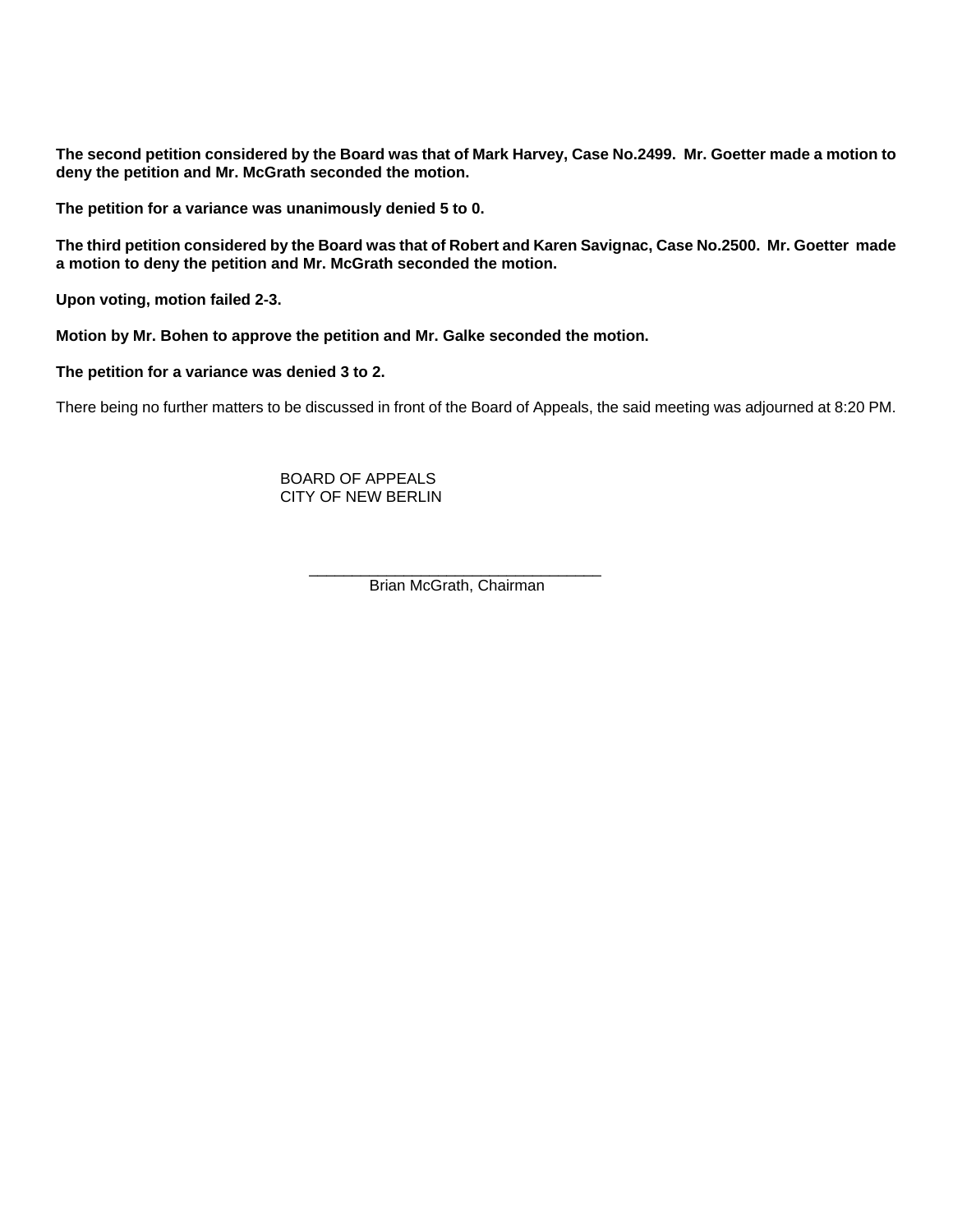**The second petition considered by the Board was that of Mark Harvey, Case No.2499. Mr. Goetter made a motion to deny the petition and Mr. McGrath seconded the motion.**

**The petition for a variance was unanimously denied 5 to 0.**

**The third petition considered by the Board was that of Robert and Karen Savignac, Case No.2500. Mr. Goetter made a motion to deny the petition and Mr. McGrath seconded the motion.**

**Upon voting, motion failed 2-3.**

**Motion by Mr. Bohen to approve the petition and Mr. Galke seconded the motion.**

**The petition for a variance was denied 3 to 2.**

There being no further matters to be discussed in front of the Board of Appeals, the said meeting was adjourned at 8:20 PM.

BOARD OF APPEALS
CITY OF NEW BERLIN

\_\_\_\_\_\_\_\_\_\_\_\_\_\_\_\_\_\_\_\_\_\_\_\_\_\_\_\_\_\_\_\_\_\_
Brian McGrath, Chairman